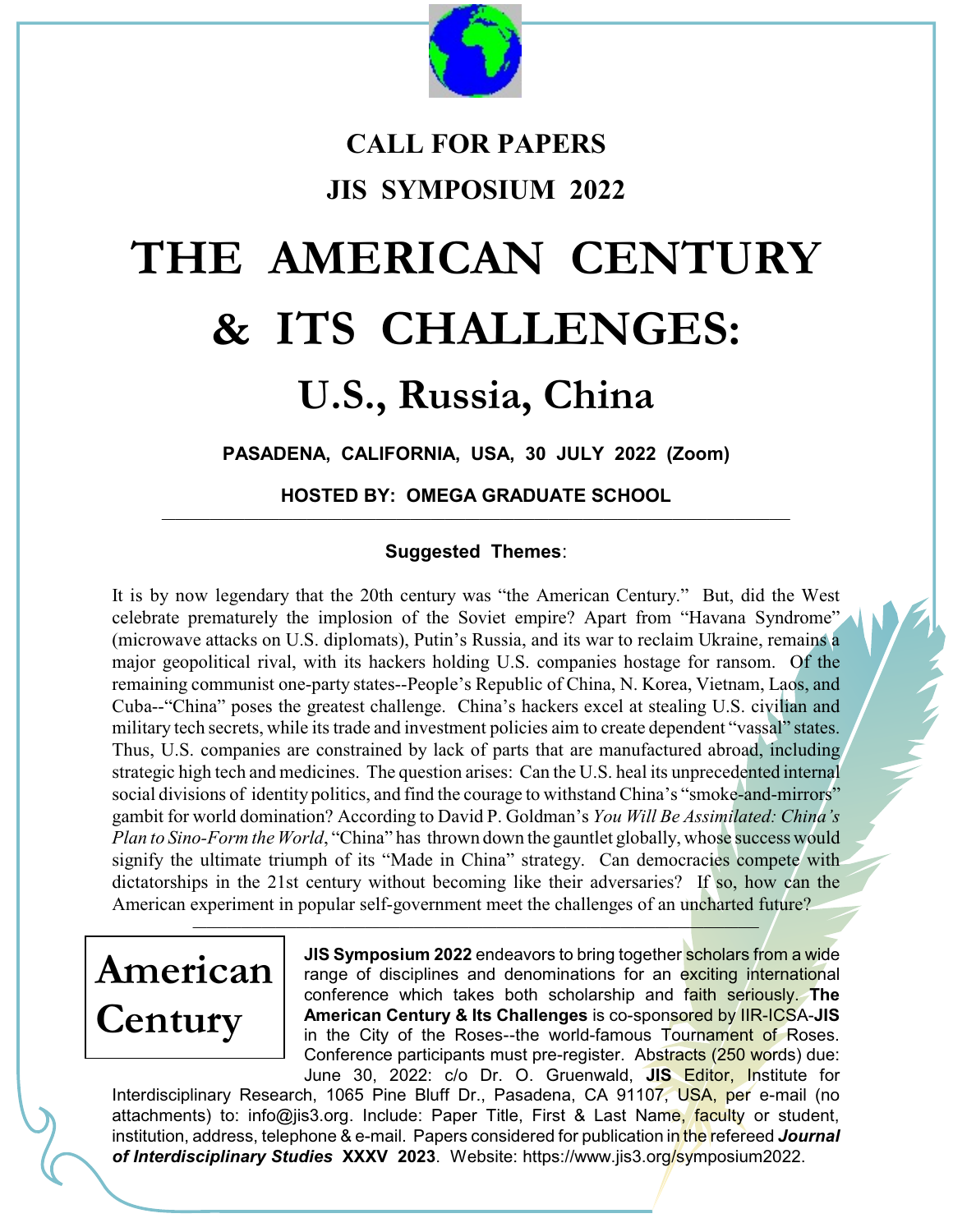## CALL FOR PAPERS

## JIS SYMPOSIUM 2022

# THE AMERICAN CENTURY & ITS CHALLENGES:

## U.S., Russia, China

**PASADENA, CALIFORNIA, USA, 30 JULY 2022 (Zoom)**

**HOSTED BY: OMEGA GRADUATE SCHOOL**

---

**Suggested Themes**:

It is by now legendary that the 20th century was "the American Century." But, did the West celebrate prematurely the implosion of the Soviet empire? Apart from "Havana Syndrome" (microwave attacks on U.S. diplomats), Putin's Russia, and its war to reclaim Ukraine, remains a major geopolitical rival, with its hackers holding U.S. companies hostage for ransom. Of the remaining communist one-party states--People's Republic of China, N. Korea, Vietnam, Laos, and Cuba--"China" poses the greatest challenge. China's hackers excel at stealing U.S. civilian and military tech secrets, while its trade and investment policies aim to create dependent "vassal" states. Thus, U.S. companies are constrained by lack of parts that are manufactured abroad, including strategic high tech and medicines. The question arises: Can the U.S. heal its unprecedented internal social divisions of identity politics, and find the courage to withstand China's "smoke-and-mirrors" gambit for world domination? According to David P. Goldman's *You Will Be Assimilated: China's Plan to Sino-Form the World*, "China" has thrown down the gauntlet globally, whose success would signify the ultimate triumph of its "Made in China" strategy. Can democracies compete with dictatorships in the 21st century without becoming like their adversaries? If so, how can the American experiment in popular self-government meet the challenges of an uncharted future?

---

**American Century**

**JIS Symposium 2022** endeavors to bring together scholars from a wide range of disciplines and denominations for an exciting international conference which takes both scholarship and faith seriously. **The American Century & Its Challenges** is co-sponsored by IIR-ICSA-**JIS** in the City of the Roses--the world-famous Tournament of Roses. Conference participants must pre-register. Abstracts (250 words) due: June 30, 2022: c/o Dr. O. Gruenwald, **JIS** Editor, Institute for Interdisciplinary Research, 1065 Pine Bluff Dr., Pasadena, CA 91107, USA, per e-mail (no attachments) to: info@jis3.org. Include: Paper Title, First & Last Name, faculty or student, institution, address, telephone & e-mail. Papers considered for publication in the refereed ***Journal of Interdisciplinary Studies* XXXV 2023**. Website: https://www.jis3.org/symposium2022.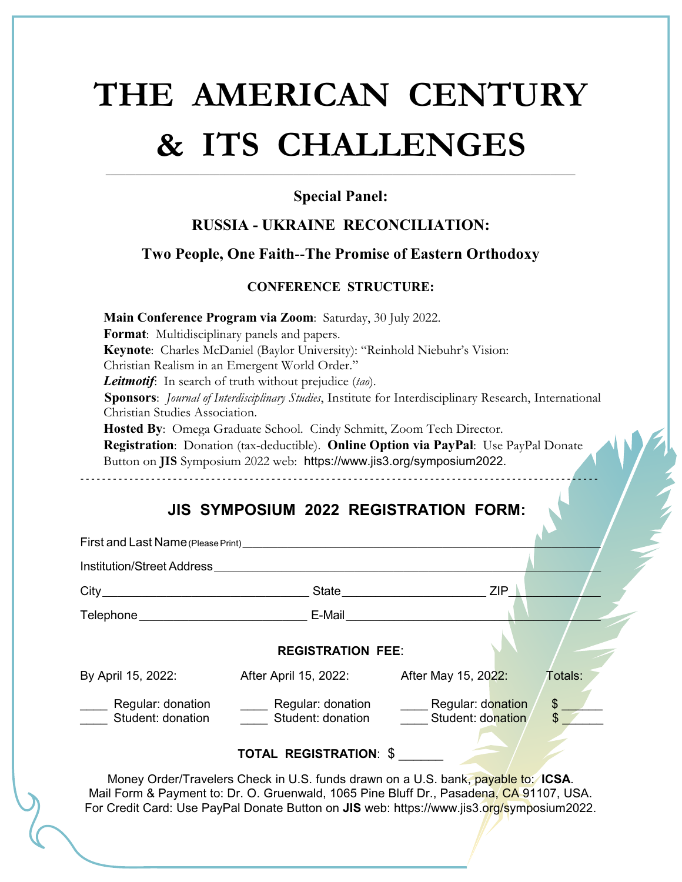# THE AMERICAN CENTURY & ITS CHALLENGES

**Special Panel:**

**RUSSIA - UKRAINE RECONCILIATION:**

**Two People, One Faith--The Promise of Eastern Orthodoxy**

**CONFERENCE STRUCTURE:**

**Main Conference Program via Zoom**: Saturday, 30 July 2022.
**Format**: Multidisciplinary panels and papers.
**Keynote**: Charles McDaniel (Baylor University): "Reinhold Niebuhr's Vision: Christian Realism in an Emergent World Order."
***Leitmotif***: In search of truth without prejudice (*tao*).
**Sponsors**: *Journal of Interdisciplinary Studies*, Institute for Interdisciplinary Research, International Christian Studies Association.
**Hosted By**: Omega Graduate School. Cindy Schmitt, Zoom Tech Director.
**Registration**: Donation (tax-deductible). **Online Option via PayPal**: Use PayPal Donate Button on **JIS** Symposium 2022 web: https://www.jis3.org/symposium2022.

---

## JIS SYMPOSIUM 2022 REGISTRATION FORM:

First and Last Name (Please Print) ____________________

Institution/Street Address ____________________

City ____________________ State ____________________ ZIP ____________________

Telephone ____________________ E-Mail ____________________

**REGISTRATION FEE**:

| By April 15, 2022: | After April 15, 2022: | After May 15, 2022: | Totals: |
|---|---|---|---|
| ____ Regular: donation | ____ Regular: donation | ____ Regular: donation | $ ______ |
| ____ Student: donation | ____ Student: donation | ____ Student: donation | $ ______ |

**TOTAL REGISTRATION**: $ ______

Money Order/Travelers Check in U.S. funds drawn on a U.S. bank, payable to: **ICSA**.
Mail Form & Payment to: Dr. O. Gruenwald, 1065 Pine Bluff Dr., Pasadena, CA 91107, USA.
For Credit Card: Use PayPal Donate Button on **JIS** web: https://www.jis3.org/symposium2022.